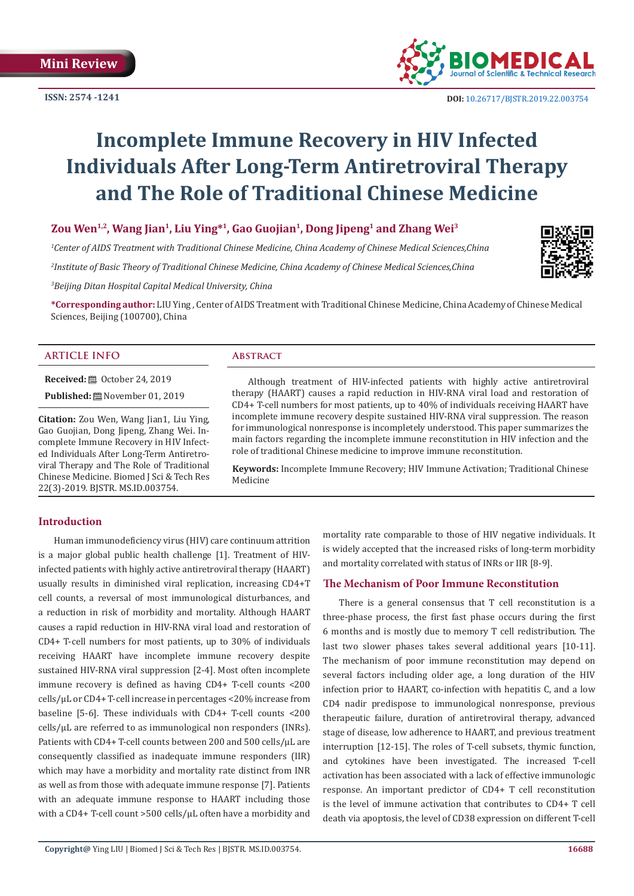Mini Review

ISSN: 2574 -1241

DOI: 10.26717/BJSTR.2019.22.003754

# Incomplete Immune Recovery in HIV Infected Individuals After Long-Term Antiretroviral Therapy and The Role of Traditional Chinese Medicine

**Zou Wen[1,2], Wang Jian[1], Liu Ying*[1], Gao Guojian[1], Dong Jipeng[1] and Zhang Wei[3]**

[1]*Center of AIDS Treatment with Traditional Chinese Medicine, China Academy of Chinese Medical Sciences,China*

[2]*Institute of Basic Theory of Traditional Chinese Medicine, China Academy of Chinese Medical Sciences,China*

[3]*Beijing Ditan Hospital Capital Medical University, China*

**\*Corresponding author:** LIU Ying , Center of AIDS Treatment with Traditional Chinese Medicine, China Academy of Chinese Medical Sciences, Beijing (100700), China

## ARTICLE INFO

**Received:** October 24, 2019

**Published:** November 01, 2019

**Citation:** Zou Wen, Wang Jian1, Liu Ying, Gao Guojian, Dong Jipeng, Zhang Wei. Incomplete Immune Recovery in HIV Infected Individuals After Long-Term Antiretroviral Therapy and The Role of Traditional Chinese Medicine. Biomed J Sci & Tech Res 22(3)-2019. BJSTR. MS.ID.003754.

## Abstract

Although treatment of HIV-infected patients with highly active antiretroviral therapy (HAART) causes a rapid reduction in HIV-RNA viral load and restoration of CD4+ T-cell numbers for most patients, up to 40% of individuals receiving HAART have incomplete immune recovery despite sustained HIV-RNA viral suppression. The reason for immunological nonresponse is incompletely understood. This paper summarizes the main factors regarding the incomplete immune reconstitution in HIV infection and the role of traditional Chinese medicine to improve immune reconstitution.

**Keywords:** Incomplete Immune Recovery; HIV Immune Activation; Traditional Chinese Medicine

## Introduction

Human immunodeficiency virus (HIV) care continuum attrition is a major global public health challenge [1]. Treatment of HIV-infected patients with highly active antiretroviral therapy (HAART) usually results in diminished viral replication, increasing CD4+T cell counts, a reversal of most immunological disturbances, and a reduction in risk of morbidity and mortality. Although HAART causes a rapid reduction in HIV-RNA viral load and restoration of CD4+ T-cell numbers for most patients, up to 30% of individuals receiving HAART have incomplete immune recovery despite sustained HIV-RNA viral suppression [2-4]. Most often incomplete immune recovery is defined as having CD4+ T-cell counts <200 cells/μL or CD4+ T-cell increase in percentages <20% increase from baseline [5-6]. These individuals with CD4+ T-cell counts <200 cells/μL are referred to as immunological non responders (INRs). Patients with CD4+ T-cell counts between 200 and 500 cells/μL are consequently classified as inadequate immune responders (IIR) which may have a morbidity and mortality rate distinct from INR as well as from those with adequate immune response [7]. Patients with an adequate immune response to HAART including those with a CD4+ T-cell count >500 cells/μL often have a morbidity and mortality rate comparable to those of HIV negative individuals. It is widely accepted that the increased risks of long-term morbidity and mortality correlated with status of INRs or IIR [8-9].

## The Mechanism of Poor Immune Reconstitution

There is a general consensus that T cell reconstitution is a three-phase process, the first fast phase occurs during the first 6 months and is mostly due to memory T cell redistribution. The last two slower phases takes several additional years [10-11]. The mechanism of poor immune reconstitution may depend on several factors including older age, a long duration of the HIV infection prior to HAART, co-infection with hepatitis C, and a low CD4 nadir predispose to immunological nonresponse, previous therapeutic failure, duration of antiretroviral therapy, advanced stage of disease, low adherence to HAART, and previous treatment interruption [12-15]. The roles of T-cell subsets, thymic function, and cytokines have been investigated. The increased T-cell activation has been associated with a lack of effective immunologic response. An important predictor of CD4+ T cell reconstitution is the level of immune activation that contributes to CD4+ T cell death via apoptosis, the level of CD38 expression on different T-cell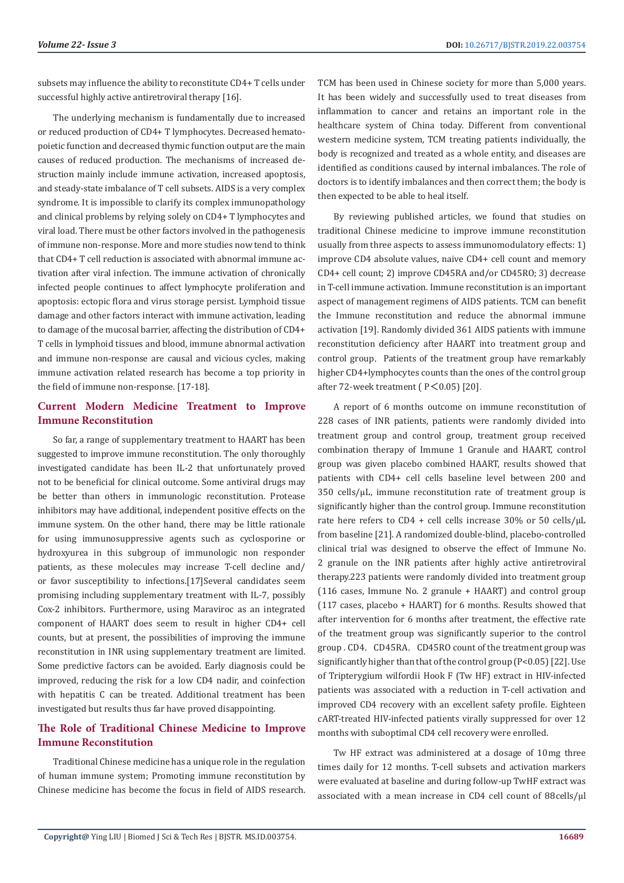subsets may influence the ability to reconstitute CD4+ T cells under successful highly active antiretroviral therapy [16].

The underlying mechanism is fundamentally due to increased or reduced production of CD4+ T lymphocytes. Decreased hematopoietic function and decreased thymic function output are the main causes of reduced production. The mechanisms of increased destruction mainly include immune activation, increased apoptosis, and steady-state imbalance of T cell subsets. AIDS is a very complex syndrome. It is impossible to clarify its complex immunopathology and clinical problems by relying solely on CD4+ T lymphocytes and viral load. There must be other factors involved in the pathogenesis of immune non-response. More and more studies now tend to think that CD4+ T cell reduction is associated with abnormal immune activation after viral infection. The immune activation of chronically infected people continues to affect lymphocyte proliferation and apoptosis: ectopic flora and virus storage persist. Lymphoid tissue damage and other factors interact with immune activation, leading to damage of the mucosal barrier, affecting the distribution of CD4+ T cells in lymphoid tissues and blood, immune abnormal activation and immune non-response are causal and vicious cycles, making immune activation related research has become a top priority in the field of immune non-response. [17-18].

## Current Modern Medicine Treatment to Improve Immune Reconstitution

So far, a range of supplementary treatment to HAART has been suggested to improve immune reconstitution. The only thoroughly investigated candidate has been IL-2 that unfortunately proved not to be beneficial for clinical outcome. Some antiviral drugs may be better than others in immunologic reconstitution. Protease inhibitors may have additional, independent positive effects on the immune system. On the other hand, there may be little rationale for using immunosuppressive agents such as cyclosporine or hydroxyurea in this subgroup of immunologic non responder patients, as these molecules may increase T-cell decline and/or favor susceptibility to infections.[17]Several candidates seem promising including supplementary treatment with IL-7, possibly Cox-2 inhibitors. Furthermore, using Maraviroc as an integrated component of HAART does seem to result in higher CD4+ cell counts, but at present, the possibilities of improving the immune reconstitution in INR using supplementary treatment are limited. Some predictive factors can be avoided. Early diagnosis could be improved, reducing the risk for a low CD4 nadir, and coinfection with hepatitis C can be treated. Additional treatment has been investigated but results thus far have proved disappointing.

## The Role of Traditional Chinese Medicine to Improve Immune Reconstitution

Traditional Chinese medicine has a unique role in the regulation of human immune system; Promoting immune reconstitution by Chinese medicine has become the focus in field of AIDS research. TCM has been used in Chinese society for more than 5,000 years. It has been widely and successfully used to treat diseases from inflammation to cancer and retains an important role in the healthcare system of China today. Different from conventional western medicine system, TCM treating patients individually, the body is recognized and treated as a whole entity, and diseases are identified as conditions caused by internal imbalances. The role of doctors is to identify imbalances and then correct them; the body is then expected to be able to heal itself.

By reviewing published articles, we found that studies on traditional Chinese medicine to improve immune reconstitution usually from three aspects to assess immunomodulatory effects: 1) improve CD4 absolute values, naive CD4+ cell count and memory CD4+ cell count; 2) improve CD45RA and/or CD45RO; 3) decrease in T-cell immune activation. Immune reconstitution is an important aspect of management regimens of AIDS patients. TCM can benefit the Immune reconstitution and reduce the abnormal immune activation [19]. Randomly divided 361 AIDS patients with immune reconstitution deficiency after HAART into treatment group and control group，Patients of the treatment group have remarkably higher CD4+lymphocytes counts than the ones of the control group after 72-week treatment ( $P<0.05$) [20].

A report of 6 months outcome on immune reconstitution of 228 cases of INR patients, patients were randomly divided into treatment group and control group, treatment group received combination therapy of Immune 1 Granule and HAART, control group was given placebo combined HAART, results showed that patients with CD4+ cell cells baseline level between 200 and 350 cells/μL, immune reconstitution rate of treatment group is significantly higher than the control group. Immune reconstitution rate here refers to CD4 + cell cells increase 30% or 50 cells/μL from baseline [21]. A randomized double-blind, placebo-controlled clinical trial was designed to observe the effect of Immune No. 2 granule on the INR patients after highly active antiretroviral therapy.223 patients were randomly divided into treatment group (116 cases, Immune No. 2 granule + HAART) and control group (117 cases, placebo + HAART) for 6 months. Results showed that after intervention for 6 months after treatment, the effective rate of the treatment group was significantly superior to the control group . CD4，CD45RA，CD45RO count of the treatment group was significantly higher than that of the control group ($P<0.05$) [22]. Use of Tripterygium wilfordii Hook F (Tw HF) extract in HIV-infected patients was associated with a reduction in T-cell activation and improved CD4 recovery with an excellent safety profile. Eighteen cART-treated HIV-infected patients virally suppressed for over 12 months with suboptimal CD4 cell recovery were enrolled.

Tw HF extract was administered at a dosage of 10mg three times daily for 12 months. T-cell subsets and activation markers were evaluated at baseline and during follow-up TwHF extract was associated with a mean increase in CD4 cell count of 88cells/μl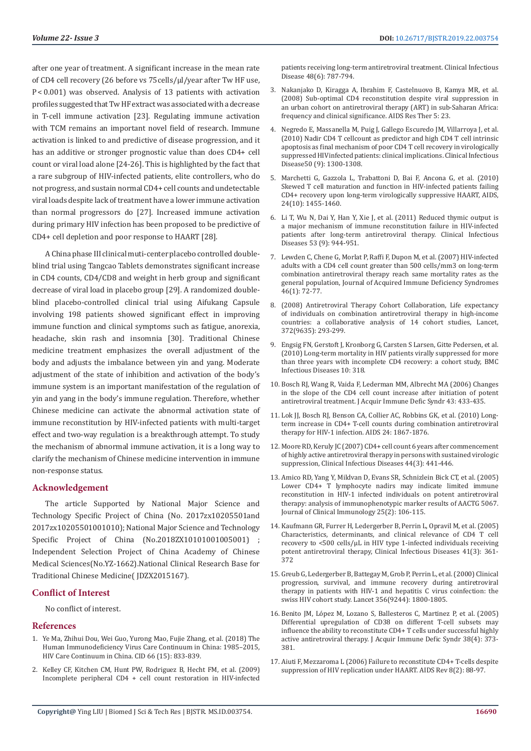after one year of treatment. A significant increase in the mean rate of CD4 cell recovery (26 before vs 75 cells/μl/year after Tw HF use, $P < 0.001$) was observed. Analysis of 13 patients with activation profiles suggested that Tw HF extract was associated with a decrease in T-cell immune activation [23]. Regulating immune activation with TCM remains an important novel field of research. Immune activation is linked to and predictive of disease progression, and it has an additive or stronger prognostic value than does CD4+ cell count or viral load alone [24-26]. This is highlighted by the fact that a rare subgroup of HIV-infected patients, elite controllers, who do not progress, and sustain normal CD4+ cell counts and undetectable viral loads despite lack of treatment have a lower immune activation than normal progressors do [27]. Increased immune activation during primary HIV infection has been proposed to be predictive of CD4+ cell depletion and poor response to HAART [28].

A China phase III clinical muti-center placebo controlled double-blind trial using Tangcao Tablets demonstrates significant increase in CD4 counts, CD4/CD8 and weight in herb group and significant decrease of viral load in placebo group [29]. A randomized double-blind placebo-controlled clinical trial using Aifukang Capsule involving 198 patients showed significant effect in improving immune function and clinical symptoms such as fatigue, anorexia, headache, skin rash and insomnia [30]. Traditional Chinese medicine treatment emphasizes the overall adjustment of the body and adjusts the imbalance between yin and yang. Moderate adjustment of the state of inhibition and activation of the body's immune system is an important manifestation of the regulation of yin and yang in the body's immune regulation. Therefore, whether Chinese medicine can activate the abnormal activation state of immune reconstitution by HIV-infected patients with multi-target effect and two-way regulation is a breakthrough attempt. To study the mechanism of abnormal immune activation, it is a long way to clarify the mechanism of Chinese medicine intervention in immune non-response status.

## Acknowledgement

The article Supported by National Major Science and Technology Specific Project of China (No. 2017zx10205501and 2017zx10205501001010); National Major Science and Technology Specific Project of China (No.2018ZX10101001005001) ; Independent Selection Project of China Academy of Chinese Medical Sciences(No.YZ-1662).National Clinical Research Base for Traditional Chinese Medicine( JDZX2015167).

## Conflict of Interest

No conflict of interest.

## References

1. Ye Ma, Zhihui Dou, Wei Guo, Yurong Mao, Fujie Zhang, et al. (2018) The Human Immunodeficiency Virus Care Continuum in China: 1985–2015, HIV Care Continuum in China. CID 66 (15): 833-839.
2. Kelley CF, Kitchen CM, Hunt PW, Rodriguez B, Hecht FM, et al. (2009) Incomplete peripheral CD4 + cell count restoration in HIV-infected patients receiving long-term antiretroviral treatment. Clinical Infectious Disease 48(6): 787-794.
3. Nakanjako D, Kiragga A, Ibrahim F, Castelnuovo B, Kamya MR, et al. (2008) Sub-optimal CD4 reconstitution despite viral suppression in an urban cohort on antiretroviral therapy (ART) in sub-Saharan Africa: frequency and clinical significance. AIDS Res Ther 5: 23.
4. Negredo E, Massanella M, Puig J, Gallego Escuredo JM, Villarroya J, et al. (2010) Nadir CD4 T cellcount as predictor and high CD4 T cell intrinsic apoptosis as final mechanism of poor CD4 T cell recovery in virologically suppressed HIVinfected patients: clinical implications. Clinical Infectious Disease50 (9): 1300-1308.
5. Marchetti G, Gazzola L, Trabattoni D, Bai F, Ancona G, et al. (2010) Skewed T cell maturation and function in HIV-infected patients failing CD4+ recovery upon long-term virologically suppressive HAART, AIDS, 24(10): 1455-1460.
6. Li T, Wu N, Dai Y, Han Y, Xie J, et al. (2011) Reduced thymic output is a major mechanism of immune reconstitution failure in HIV-infected patients after long-term antiretroviral therapy. Clinical Infectious Diseases 53 (9): 944-951.
7. Lewden C, Chene G, Morlat P, Raffi F, Dupon M, et al. (2007) HIV-infected adults with a CD4 cell count greater than 500 cells/mm3 on long-term combination antiretroviral therapy reach same mortality rates as the general population, Journal of Acquired Immune Deficiency Syndromes 46(1): 72-77.
8. (2008) Antiretroviral Therapy Cohort Collaboration, Life expectancy of individuals on combination antiretroviral therapy in high-income countries: a collaborative analysis of 14 cohort studies, Lancet, 372(9635): 293-299.
9. Engsig FN, Gerstoft J, Kronborg G, Carsten S Larsen, Gitte Pedersen, et al. (2010) Long-term mortality in HIV patients virally suppressed for more than three years with incomplete CD4 recovery: a cohort study, BMC Infectious Diseases 10: 318.
10. Bosch RJ, Wang R, Vaida F, Lederman MM, Albrecht MA (2006) Changes in the slope of the CD4 cell count increase after initiation of potent antiretroviral treatment. J Acquir Immune Defic Syndr 43: 433-435.
11. Lok JJ, Bosch RJ, Benson CA, Collier AC, Robbins GK, et al. (2010) Long-term increase in CD4+ T-cell counts during combination antiretroviral therapy for HIV-1 infection. AIDS 24: 1867-1876.
12. Moore RD, Keruly JC (2007) CD4+ cell count 6 years after commencement of highly active antiretroviral therapy in persons with sustained virologic suppression, Clinical Infectious Diseases 44(3): 441-446.
13. Amico RD, Yang Y, Mildvan D, Evans SR, Schnizlein Bick CT, et al. (2005) Lower CD4+ T lymphocyte nadirs may indicate limited immune reconstitution in HIV-1 infected individuals on potent antiretroviral therapy: analysis of immunophenotypic marker results of AACTG 5067. Journal of Clinical Immunology 25(2): 106-115.
14. Kaufmann GR, Furrer H, Ledergerber B, Perrin L, Opravil M, et al. (2005) Characteristics, determinants, and clinical relevance of CD4 T cell recovery to <500 cells/μL in HIV type 1-infected individuals receiving potent antiretroviral therapy, Clinical Infectious Diseases 41(3): 361-372
15. Greub G, Ledergerber B, Battegay M, Grob P, Perrin L, et al. (2000) Clinical progression, survival, and immune recovery during antiretroviral therapy in patients with HIV-1 and hepatitis C virus coinfection: the swiss HIV cohort study. Lancet 356(9244): 1800-1805.
16. Benito JM, López M, Lozano S, Ballesteros C, Martinez P, et al. (2005) Differential upregulation of CD38 on different T-cell subsets may influence the ability to reconstitute CD4+ T cells under successful highly active antiretroviral therapy. J Acquir Immune Defic Syndr 38(4): 373-381.
17. Aiuti F, Mezzaroma L (2006) Failure to reconstitute CD4+ T-cells despite suppression of HIV replication under HAART. AIDS Rev 8(2): 88-97.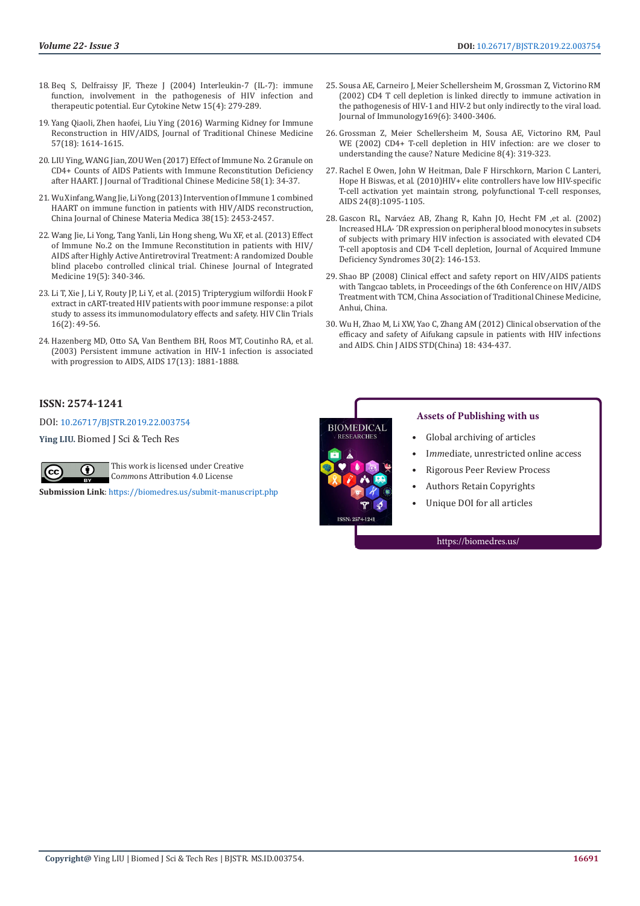18. Beq S, Delfraissy JF, Theze J (2004) Interleukin-7 (IL-7): immune function, involvement in the pathogenesis of HIV infection and therapeutic potential. Eur Cytokine Netw 15(4): 279-289.
19. Yang Qiaoli, Zhen haofei, Liu Ying (2016) Warming Kidney for Immune Reconstruction in HIV/AIDS, Journal of Traditional Chinese Medicine 57(18): 1614-1615.
20. LIU Ying, WANG Jian, ZOU Wen (2017) Effect of Immune No. 2 Granule on CD4+ Counts of AIDS Patients with Immune Reconstitution Deficiency after HAART. J Journal of Traditional Chinese Medicine 58(1): 34-37.
21. Wu Xinfang, Wang Jie, Li Yong (2013) Intervention of Immune 1 combined HAART on immune function in patients with HIV/AIDS reconstruction, China Journal of Chinese Materia Medica 38(15): 2453-2457.
22. Wang Jie, Li Yong, Tang Yanli, Lin Hong sheng, Wu XF, et al. (2013) Effect of Immune No.2 on the Immune Reconstitution in patients with HIV/AIDS after Highly Active Antiretroviral Treatment: A randomized Double blind placebo controlled clinical trial. Chinese Journal of Integrated Medicine 19(5): 340-346.
23. Li T, Xie J, Li Y, Routy JP, Li Y, et al. (2015) Tripterygium wilfordii Hook F extract in cART-treated HIV patients with poor immune response: a pilot study to assess its immunomodulatory effects and safety. HIV Clin Trials 16(2): 49-56.
24. Hazenberg MD, Otto SA, Van Benthem BH, Roos MT, Coutinho RA, et al. (2003) Persistent immune activation in HIV-1 infection is associated with progression to AIDS, AIDS 17(13): 1881-1888.
25. Sousa AE, Carneiro J, Meier Schellersheim M, Grossman Z, Victorino RM (2002) CD4 T cell depletion is linked directly to immune activation in the pathogenesis of HIV-1 and HIV-2 but only indirectly to the viral load. Journal of Immunology169(6): 3400-3406.
26. Grossman Z, Meier Schellersheim M, Sousa AE, Victorino RM, Paul WE (2002) CD4+ T-cell depletion in HIV infection: are we closer to understanding the cause? Nature Medicine 8(4): 319-323.
27. Rachel E Owen, John W Heitman, Dale F Hirschkorn, Marion C Lanteri, Hope H Biswas, et al. (2010)HIV+ elite controllers have low HIV-specific T-cell activation yet maintain strong, polyfunctional T-cell responses, AIDS 24(8):1095-1105.
28. Gascon RL, Narváez AB, Zhang R, Kahn JO, Hecht FM ,et al. (2002) Increased HLA- ́DR expression on peripheral blood monocytes in subsets of subjects with primary HIV infection is associated with elevated CD4 T-cell apoptosis and CD4 T-cell depletion, Journal of Acquired Immune Deficiency Syndromes 30(2): 146-153.
29. Shao BP (2008) Clinical effect and safety report on HIV/AIDS patients with Tangcao tablets, in Proceedings of the 6th Conference on HIV/AIDS Treatment with TCM, China Association of Traditional Chinese Medicine, Anhui, China.
30. Wu H, Zhao M, Li XW, Yao C, Zhang AM (2012) Clinical observation of the efficacy and safety of Aifukang capsule in patients with HIV infections and AIDS. Chin J AIDS STD(China) 18: 434-437.

**ISSN: 2574-1241**

DOI: 10.26717/BJSTR.2019.22.003754

**Ying LIU.** Biomed J Sci & Tech Res

This work is licensed under Creative Commons Attribution 4.0 License

**Submission Link**: https://biomedres.us/submit-manuscript.php

**Assets of Publishing with us**

- Global archiving of articles
- Immediate, unrestricted online access
- Rigorous Peer Review Process
- Authors Retain Copyrights
- Unique DOI for all articles

https://biomedres.us/